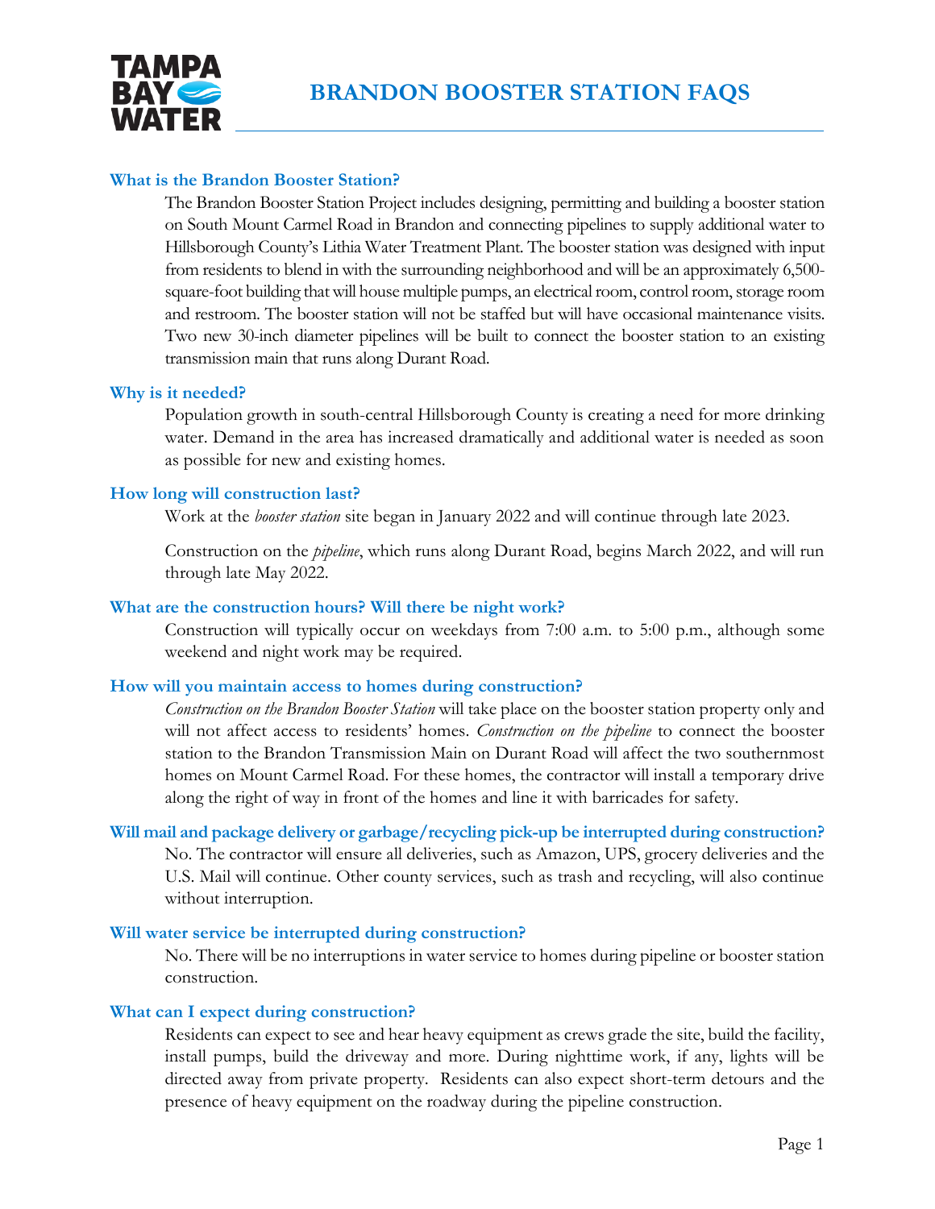# BRANDON BOOSTER STATION FAQS

## What is the Brandon Booster Station?

The Brandon Booster Station Project includes designing, permitting and building a booster station on South Mount Carmel Road in Brandon and connecting pipelines to supply additional water to Hillsborough County's Lithia Water Treatment Plant. The booster station was designed with input from residents to blend in with the surrounding neighborhood and will be an approximately 6,500-square-foot building that will house multiple pumps, an electrical room, control room, storage room and restroom. The booster station will not be staffed but will have occasional maintenance visits. Two new 30-inch diameter pipelines will be built to connect the booster station to an existing transmission main that runs along Durant Road.

## Why is it needed?

Population growth in south-central Hillsborough County is creating a need for more drinking water. Demand in the area has increased dramatically and additional water is needed as soon as possible for new and existing homes.

## How long will construction last?

Work at the *booster station* site began in January 2022 and will continue through late 2023.

Construction on the *pipeline*, which runs along Durant Road, begins March 2022, and will run through late May 2022.

## What are the construction hours? Will there be night work?

Construction will typically occur on weekdays from 7:00 a.m. to 5:00 p.m., although some weekend and night work may be required.

## How will you maintain access to homes during construction?

*Construction on the Brandon Booster Station* will take place on the booster station property only and will not affect access to residents' homes. *Construction on the pipeline* to connect the booster station to the Brandon Transmission Main on Durant Road will affect the two southernmost homes on Mount Carmel Road. For these homes, the contractor will install a temporary drive along the right of way in front of the homes and line it with barricades for safety.

## Will mail and package delivery or garbage/recycling pick-up be interrupted during construction?

No. The contractor will ensure all deliveries, such as Amazon, UPS, grocery deliveries and the U.S. Mail will continue. Other county services, such as trash and recycling, will also continue without interruption.

## Will water service be interrupted during construction?

No. There will be no interruptions in water service to homes during pipeline or booster station construction.

## What can I expect during construction?

Residents can expect to see and hear heavy equipment as crews grade the site, build the facility, install pumps, build the driveway and more. During nighttime work, if any, lights will be directed away from private property. Residents can also expect short-term detours and the presence of heavy equipment on the roadway during the pipeline construction.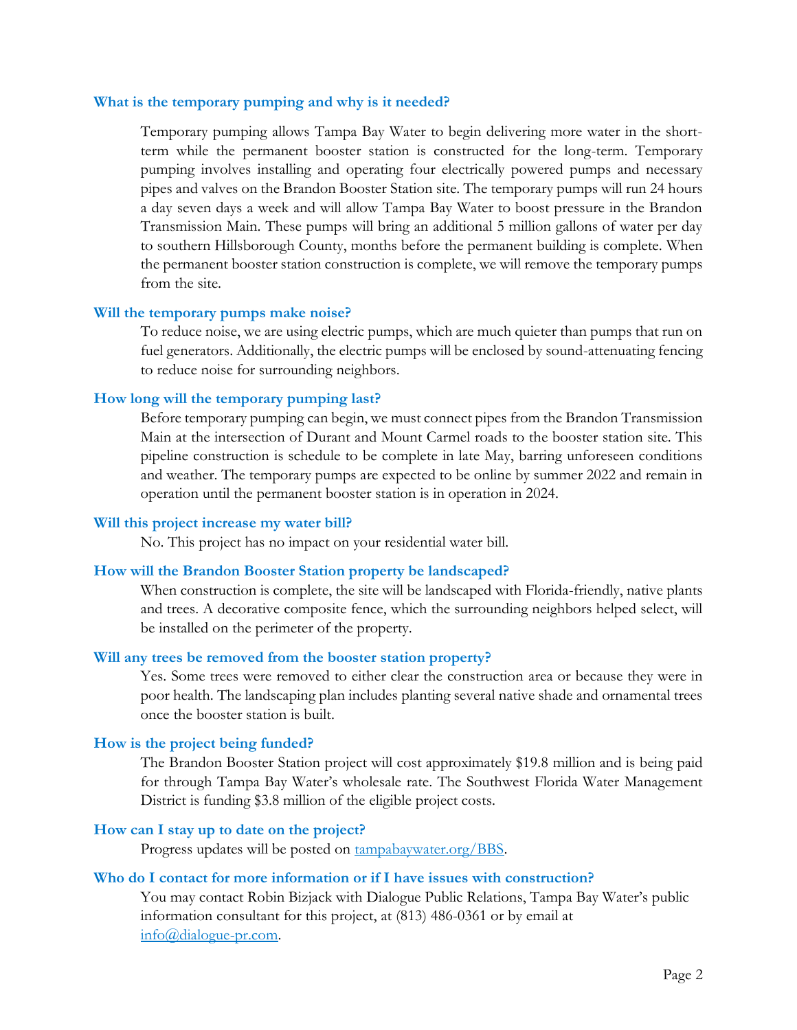### What is the temporary pumping and why is it needed?

Temporary pumping allows Tampa Bay Water to begin delivering more water in the short-term while the permanent booster station is constructed for the long-term. Temporary pumping involves installing and operating four electrically powered pumps and necessary pipes and valves on the Brandon Booster Station site. The temporary pumps will run 24 hours a day seven days a week and will allow Tampa Bay Water to boost pressure in the Brandon Transmission Main. These pumps will bring an additional 5 million gallons of water per day to southern Hillsborough County, months before the permanent building is complete. When the permanent booster station construction is complete, we will remove the temporary pumps from the site.

### Will the temporary pumps make noise?

To reduce noise, we are using electric pumps, which are much quieter than pumps that run on fuel generators. Additionally, the electric pumps will be enclosed by sound-attenuating fencing to reduce noise for surrounding neighbors.

### How long will the temporary pumping last?

Before temporary pumping can begin, we must connect pipes from the Brandon Transmission Main at the intersection of Durant and Mount Carmel roads to the booster station site. This pipeline construction is schedule to be complete in late May, barring unforeseen conditions and weather. The temporary pumps are expected to be online by summer 2022 and remain in operation until the permanent booster station is in operation in 2024.

### Will this project increase my water bill?

No. This project has no impact on your residential water bill.

### How will the Brandon Booster Station property be landscaped?

When construction is complete, the site will be landscaped with Florida-friendly, native plants and trees. A decorative composite fence, which the surrounding neighbors helped select, will be installed on the perimeter of the property.

### Will any trees be removed from the booster station property?

Yes. Some trees were removed to either clear the construction area or because they were in poor health. The landscaping plan includes planting several native shade and ornamental trees once the booster station is built.

### How is the project being funded?

The Brandon Booster Station project will cost approximately $19.8 million and is being paid for through Tampa Bay Water's wholesale rate. The Southwest Florida Water Management District is funding $3.8 million of the eligible project costs.

### How can I stay up to date on the project?

Progress updates will be posted on [tampabaywater.org/BBS](tampabaywater.org/BBS).

### Who do I contact for more information or if I have issues with construction?

You may contact Robin Bizjack with Dialogue Public Relations, Tampa Bay Water's public information consultant for this project, at (813) 486-0361 or by email at [info@dialogue-pr.com](mailto:info@dialogue-pr.com).